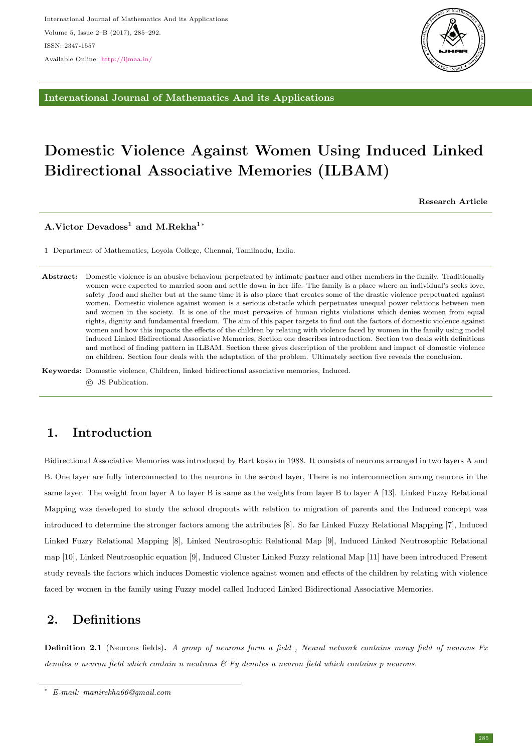# Domestic Violence Against Women Using Induced Linked Bidirectional Associative Memories (ILBAM)

**Research Article**

**A.Victor Devadoss[1] and M.Rekha[1]***

1 Department of Mathematics, Loyola College, Chennai, Tamilnadu, India.

**Abstract:** Domestic violence is an abusive behaviour perpetrated by intimate partner and other members in the family. Traditionally women were expected to married soon and settle down in her life. The family is a place where an individual's seeks love, safety ,food and shelter but at the same time it is also place that creates some of the drastic violence perpetuated against women. Domestic violence against women is a serious obstacle which perpetuates unequal power relations between men and women in the society. It is one of the most pervasive of human rights violations which denies women from equal rights, dignity and fundamental freedom. The aim of this paper targets to find out the factors of domestic violence against women and how this impacts the effects of the children by relating with violence faced by women in the family using model Induced Linked Bidirectional Associative Memories, Section one describes introduction. Section two deals with definitions and method of finding pattern in ILBAM. Section three gives description of the problem and impact of domestic violence on children. Section four deals with the adaptation of the problem. Ultimately section five reveals the conclusion.

**Keywords:** Domestic violence, Children, linked bidirectional associative memories, Induced.

© JS Publication.

## 1. Introduction

Bidirectional Associative Memories was introduced by Bart kosko in 1988. It consists of neurons arranged in two layers A and B. One layer are fully interconnected to the neurons in the second layer, There is no interconnection among neurons in the same layer. The weight from layer A to layer B is same as the weights from layer B to layer A [13]. Linked Fuzzy Relational Mapping was developed to study the school dropouts with relation to migration of parents and the Induced concept was introduced to determine the stronger factors among the attributes [8]. So far Linked Fuzzy Relational Mapping [7], Induced Linked Fuzzy Relational Mapping [8], Linked Neutrosophic Relational Map [9], Induced Linked Neutrosophic Relational map [10], Linked Neutrosophic equation [9], Induced Cluster Linked Fuzzy relational Map [11] have been introduced Present study reveals the factors which induces Domestic violence against women and effects of the children by relating with violence faced by women in the family using Fuzzy model called Induced Linked Bidirectional Associative Memories.

## 2. Definitions

**Definition 2.1** (Neurons fields)**.** *A group of neurons form a field , Neural network contains many field of neurons Fx denotes a neuron field which contain n neutrons & Fy denotes a neuron field which contains p neurons.*

---

\* *E-mail: manirekha66@gmail.com*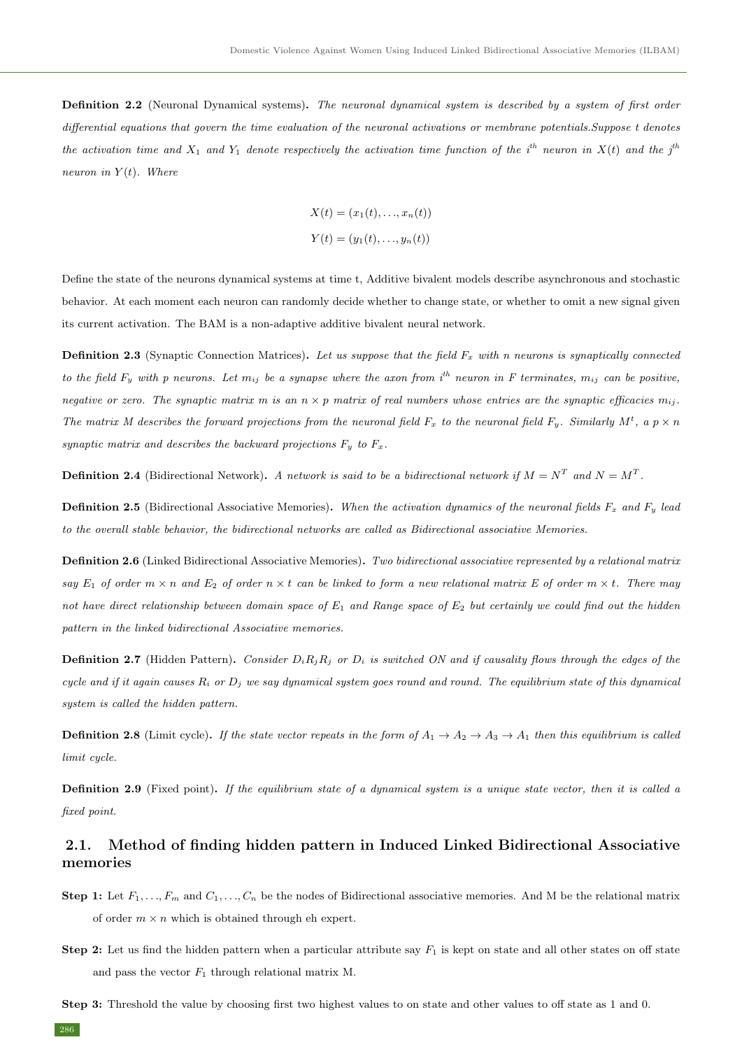**Definition 2.2** (Neuronal Dynamical systems). *The neuronal dynamical system is described by a system of first order differential equations that govern the time evaluation of the neuronal activations or membrane potentials.Suppose t denotes the activation time and $X_1$ and $Y_1$ denote respectively the activation time function of the $i^{th}$ neuron in $X(t)$ and the $j^{th}$ neuron in $Y(t)$. Where*

$$X(t) = (x_1(t), \ldots, x_n(t))$$

$$Y(t) = (y_1(t), \ldots, y_n(t))$$

Define the state of the neurons dynamical systems at time t, Additive bivalent models describe asynchronous and stochastic behavior. At each moment each neuron can randomly decide whether to change state, or whether to omit a new signal given its current activation. The BAM is a non-adaptive additive bivalent neural network.

**Definition 2.3** (Synaptic Connection Matrices). *Let us suppose that the field $F_x$ with n neurons is synaptically connected to the field $F_y$ with p neurons. Let $m_{ij}$ be a synapse where the axon from $i^{th}$ neuron in F terminates, $m_{ij}$ can be positive, negative or zero. The synaptic matrix m is an $n \times p$ matrix of real numbers whose entries are the synaptic efficacies $m_{ij}$. The matrix M describes the forward projections from the neuronal field $F_x$ to the neuronal field $F_y$. Similarly $M^t$, a $p \times n$ synaptic matrix and describes the backward projections $F_y$ to $F_x$.*

**Definition 2.4** (Bidirectional Network). *A network is said to be a bidirectional network if $M = N^T$ and $N = M^T$.*

**Definition 2.5** (Bidirectional Associative Memories). *When the activation dynamics of the neuronal fields $F_x$ and $F_y$ lead to the overall stable behavior, the bidirectional networks are called as Bidirectional associative Memories.*

**Definition 2.6** (Linked Bidirectional Associative Memories). *Two bidirectional associative represented by a relational matrix say $E_1$ of order $m \times n$ and $E_2$ of order $n \times t$ can be linked to form a new relational matrix E of order $m \times t$. There may not have direct relationship between domain space of $E_1$ and Range space of $E_2$ but certainly we could find out the hidden pattern in the linked bidirectional Associative memories.*

**Definition 2.7** (Hidden Pattern). *Consider $D_i R_j R_j$ or $D_i$ is switched ON and if causality flows through the edges of the cycle and if it again causes $R_i$ or $D_j$ we say dynamical system goes round and round. The equilibrium state of this dynamical system is called the hidden pattern.*

**Definition 2.8** (Limit cycle). *If the state vector repeats in the form of $A_1 \to A_2 \to A_3 \to A_1$ then this equilibrium is called limit cycle.*

**Definition 2.9** (Fixed point). *If the equilibrium state of a dynamical system is a unique state vector, then it is called a fixed point.*

## 2.1. Method of finding hidden pattern in Induced Linked Bidirectional Associative memories

**Step 1:** Let $F_1, \ldots, F_m$ and $C_1, \ldots, C_n$ be the nodes of Bidirectional associative memories. And M be the relational matrix of order $m \times n$ which is obtained through eh expert.

**Step 2:** Let us find the hidden pattern when a particular attribute say $F_1$ is kept on state and all other states on off state and pass the vector $F_1$ through relational matrix M.

**Step 3:** Threshold the value by choosing first two highest values to on state and other values to off state as 1 and 0.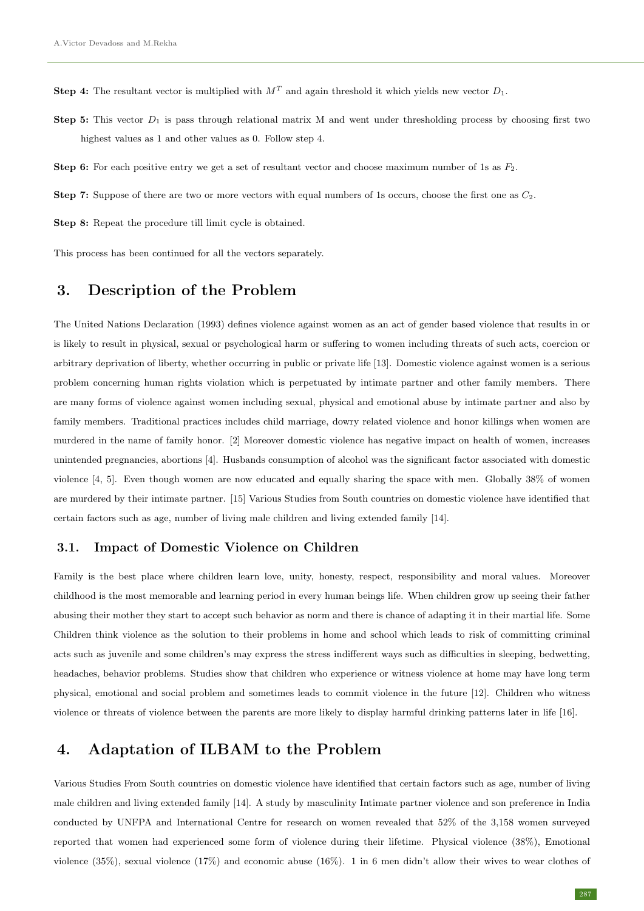**Step 4:** The resultant vector is multiplied with $M^T$ and again threshold it which yields new vector $D_1$.

**Step 5:** This vector $D_1$ is pass through relational matrix M and went under thresholding process by choosing first two highest values as 1 and other values as 0. Follow step 4.

**Step 6:** For each positive entry we get a set of resultant vector and choose maximum number of 1s as $F_2$.

**Step 7:** Suppose of there are two or more vectors with equal numbers of 1s occurs, choose the first one as $C_2$.

**Step 8:** Repeat the procedure till limit cycle is obtained.

This process has been continued for all the vectors separately.

## 3. Description of the Problem

The United Nations Declaration (1993) defines violence against women as an act of gender based violence that results in or is likely to result in physical, sexual or psychological harm or suffering to women including threats of such acts, coercion or arbitrary deprivation of liberty, whether occurring in public or private life [13]. Domestic violence against women is a serious problem concerning human rights violation which is perpetuated by intimate partner and other family members. There are many forms of violence against women including sexual, physical and emotional abuse by intimate partner and also by family members. Traditional practices includes child marriage, dowry related violence and honor killings when women are murdered in the name of family honor. [2] Moreover domestic violence has negative impact on health of women, increases unintended pregnancies, abortions [4]. Husbands consumption of alcohol was the significant factor associated with domestic violence [4, 5]. Even though women are now educated and equally sharing the space with men. Globally 38% of women are murdered by their intimate partner. [15] Various Studies from South countries on domestic violence have identified that certain factors such as age, number of living male children and living extended family [14].

### 3.1. Impact of Domestic Violence on Children

Family is the best place where children learn love, unity, honesty, respect, responsibility and moral values. Moreover childhood is the most memorable and learning period in every human beings life. When children grow up seeing their father abusing their mother they start to accept such behavior as norm and there is chance of adapting it in their martial life. Some Children think violence as the solution to their problems in home and school which leads to risk of committing criminal acts such as juvenile and some children's may express the stress indifferent ways such as difficulties in sleeping, bedwetting, headaches, behavior problems. Studies show that children who experience or witness violence at home may have long term physical, emotional and social problem and sometimes leads to commit violence in the future [12]. Children who witness violence or threats of violence between the parents are more likely to display harmful drinking patterns later in life [16].

## 4. Adaptation of ILBAM to the Problem

Various Studies From South countries on domestic violence have identified that certain factors such as age, number of living male children and living extended family [14]. A study by masculinity Intimate partner violence and son preference in India conducted by UNFPA and International Centre for research on women revealed that 52% of the 3,158 women surveyed reported that women had experienced some form of violence during their lifetime. Physical violence (38%), Emotional violence (35%), sexual violence (17%) and economic abuse (16%). 1 in 6 men didn't allow their wives to wear clothes of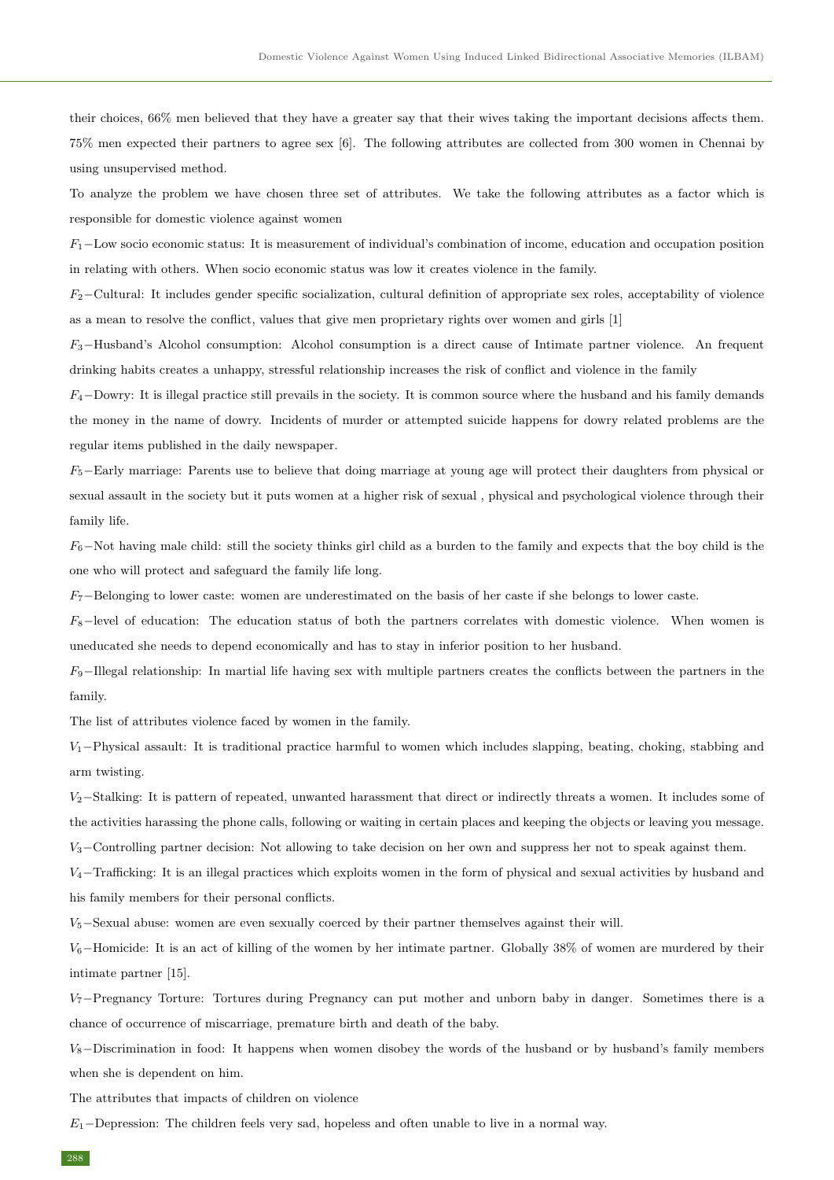their choices, 66% men believed that they have a greater say that their wives taking the important decisions affects them. 75% men expected their partners to agree sex [6]. The following attributes are collected from 300 women in Chennai by using unsupervised method.

To analyze the problem we have chosen three set of attributes. We take the following attributes as a factor which is responsible for domestic violence against women

$F_1$−Low socio economic status: It is measurement of individual's combination of income, education and occupation position in relating with others. When socio economic status was low it creates violence in the family.

$F_2$−Cultural: It includes gender specific socialization, cultural definition of appropriate sex roles, acceptability of violence as a mean to resolve the conflict, values that give men proprietary rights over women and girls [1]

$F_3$−Husband's Alcohol consumption: Alcohol consumption is a direct cause of Intimate partner violence. An frequent drinking habits creates a unhappy, stressful relationship increases the risk of conflict and violence in the family

$F_4$−Dowry: It is illegal practice still prevails in the society. It is common source where the husband and his family demands the money in the name of dowry. Incidents of murder or attempted suicide happens for dowry related problems are the regular items published in the daily newspaper.

$F_5$−Early marriage: Parents use to believe that doing marriage at young age will protect their daughters from physical or sexual assault in the society but it puts women at a higher risk of sexual , physical and psychological violence through their family life.

$F_6$−Not having male child: still the society thinks girl child as a burden to the family and expects that the boy child is the one who will protect and safeguard the family life long.

$F_7$−Belonging to lower caste: women are underestimated on the basis of her caste if she belongs to lower caste.

$F_8$−level of education: The education status of both the partners correlates with domestic violence. When women is uneducated she needs to depend economically and has to stay in inferior position to her husband.

$F_9$−Illegal relationship: In martial life having sex with multiple partners creates the conflicts between the partners in the family.

The list of attributes violence faced by women in the family.

$V_1$−Physical assault: It is traditional practice harmful to women which includes slapping, beating, choking, stabbing and arm twisting.

$V_2$−Stalking: It is pattern of repeated, unwanted harassment that direct or indirectly threats a women. It includes some of the activities harassing the phone calls, following or waiting in certain places and keeping the objects or leaving you message.

$V_3$−Controlling partner decision: Not allowing to take decision on her own and suppress her not to speak against them.

$V_4$−Trafficking: It is an illegal practices which exploits women in the form of physical and sexual activities by husband and his family members for their personal conflicts.

$V_5$−Sexual abuse: women are even sexually coerced by their partner themselves against their will.

$V_6$−Homicide: It is an act of killing of the women by her intimate partner. Globally 38% of women are murdered by their intimate partner [15].

$V_7$−Pregnancy Torture: Tortures during Pregnancy can put mother and unborn baby in danger. Sometimes there is a chance of occurrence of miscarriage, premature birth and death of the baby.

$V_8$−Discrimination in food: It happens when women disobey the words of the husband or by husband's family members when she is dependent on him.

The attributes that impacts of children on violence

$E_1$−Depression: The children feels very sad, hopeless and often unable to live in a normal way.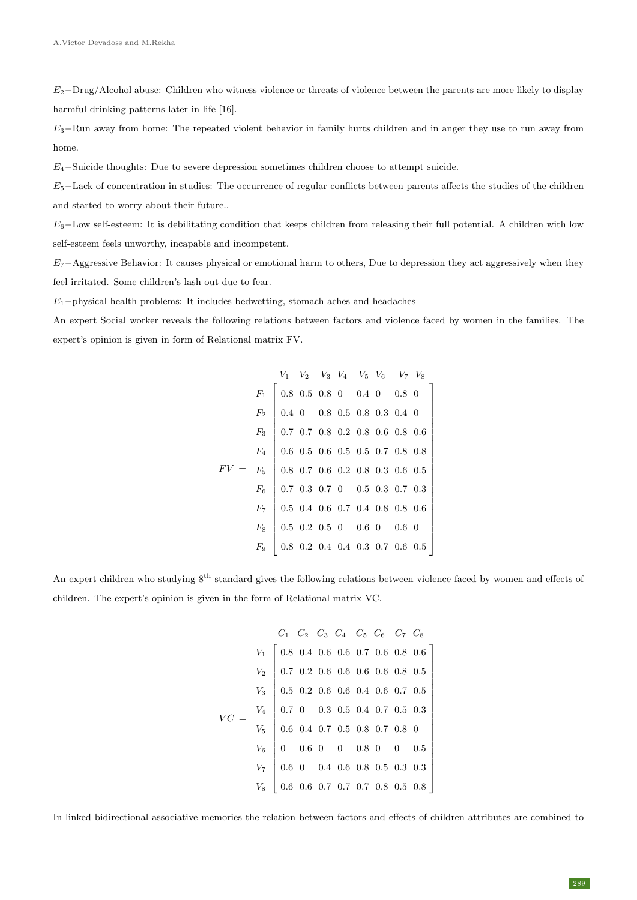$E_2$−Drug/Alcohol abuse: Children who witness violence or threats of violence between the parents are more likely to display harmful drinking patterns later in life [16].

$E_3$−Run away from home: The repeated violent behavior in family hurts children and in anger they use to run away from home.

$E_4$−Suicide thoughts: Due to severe depression sometimes children choose to attempt suicide.

$E_5$−Lack of concentration in studies: The occurrence of regular conflicts between parents affects the studies of the children and started to worry about their future..

$E_6$−Low self-esteem: It is debilitating condition that keeps children from releasing their full potential. A children with low self-esteem feels unworthy, incapable and incompetent.

$E_7$−Aggressive Behavior: It causes physical or emotional harm to others, Due to depression they act aggressively when they feel irritated. Some children's lash out due to fear.

$E_1$−physical health problems: It includes bedwetting, stomach aches and headaches

An expert Social worker reveals the following relations between factors and violence faced by women in the families. The expert's opinion is given in form of Relational matrix FV.

$$FV = \begin{array}{c} \\ F_1 \\ F_2 \\ F_3 \\ F_4 \\ F_5 \\ F_6 \\ F_7 \\ F_8 \\ F_9 \end{array} \begin{array}{c} \begin{array}{cccccccc} V_1 & V_2 & V_3 & V_4 & V_5 & V_6 & V_7 & V_8 \end{array} \\ \left[\begin{array}{cccccccc} 0.8 & 0.5 & 0.8 & 0 & 0.4 & 0 & 0.8 & 0 \\ 0.4 & 0 & 0.8 & 0.5 & 0.8 & 0.3 & 0.4 & 0 \\ 0.7 & 0.7 & 0.8 & 0.2 & 0.8 & 0.6 & 0.8 & 0.6 \\ 0.6 & 0.5 & 0.6 & 0.5 & 0.5 & 0.7 & 0.8 & 0.8 \\ 0.8 & 0.7 & 0.6 & 0.2 & 0.8 & 0.3 & 0.6 & 0.5 \\ 0.7 & 0.3 & 0.7 & 0 & 0.5 & 0.3 & 0.7 & 0.3 \\ 0.5 & 0.4 & 0.6 & 0.7 & 0.4 & 0.8 & 0.8 & 0.6 \\ 0.5 & 0.2 & 0.5 & 0 & 0.6 & 0 & 0.6 & 0 \\ 0.8 & 0.2 & 0.4 & 0.4 & 0.3 & 0.7 & 0.6 & 0.5 \end{array}\right] \end{array}$$

An expert children who studying 8th standard gives the following relations between violence faced by women and effects of children. The expert's opinion is given in the form of Relational matrix VC.

$$VC = \begin{array}{c} \\ V_1 \\ V_2 \\ V_3 \\ V_4 \\ V_5 \\ V_6 \\ V_7 \\ V_8 \end{array} \begin{array}{c} \begin{array}{cccccccc} C_1 & C_2 & C_3 & C_4 & C_5 & C_6 & C_7 & C_8 \end{array} \\ \left[\begin{array}{cccccccc} 0.8 & 0.4 & 0.6 & 0.6 & 0.7 & 0.6 & 0.8 & 0.6 \\ 0.7 & 0.2 & 0.6 & 0.6 & 0.6 & 0.6 & 0.8 & 0.5 \\ 0.5 & 0.2 & 0.6 & 0.6 & 0.4 & 0.6 & 0.7 & 0.5 \\ 0.7 & 0 & 0.3 & 0.5 & 0.4 & 0.7 & 0.5 & 0.3 \\ 0.6 & 0.4 & 0.7 & 0.5 & 0.8 & 0.7 & 0.8 & 0 \\ 0 & 0.6 & 0 & 0 & 0.8 & 0 & 0 & 0.5 \\ 0.6 & 0 & 0.4 & 0.6 & 0.8 & 0.5 & 0.3 & 0.3 \\ 0.6 & 0.6 & 0.7 & 0.7 & 0.7 & 0.8 & 0.5 & 0.8 \end{array}\right] \end{array}$$

In linked bidirectional associative memories the relation between factors and effects of children attributes are combined to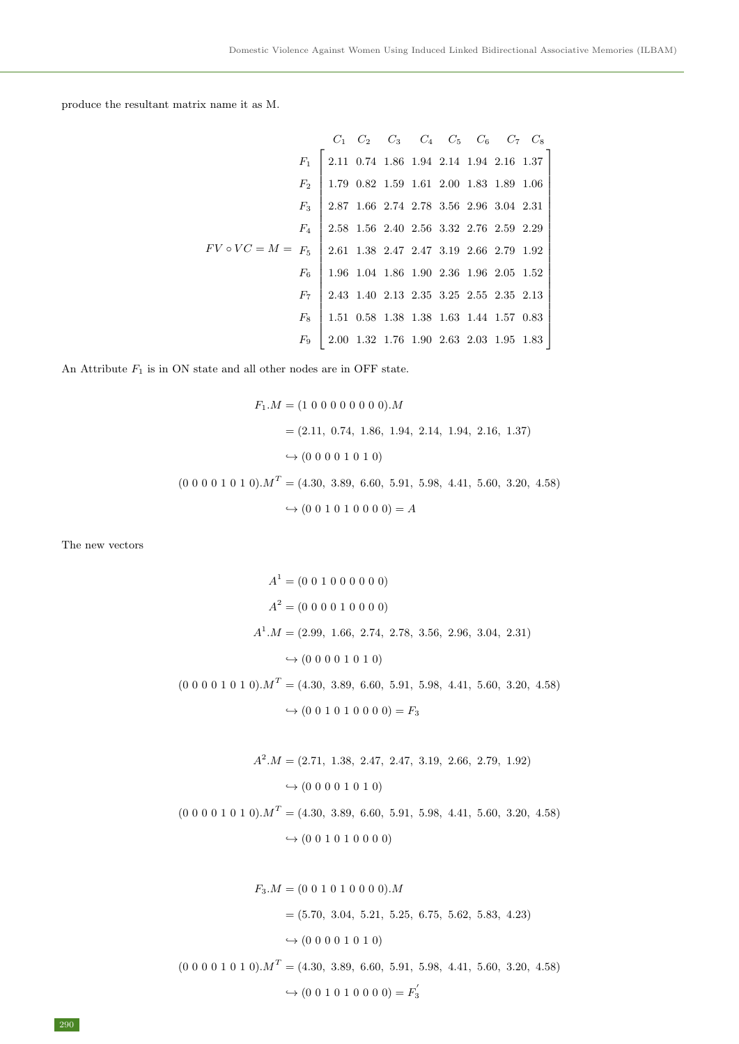produce the resultant matrix name it as M.

$$FV \circ VC = M = \begin{array}{c} \\ F_1 \\ F_2 \\ F_3 \\ F_4 \\ F_5 \\ F_6 \\ F_7 \\ F_8 \\ F_9 \end{array} \begin{array}{c} \begin{array}{cccccccc} C_1 & C_2 & C_3 & C_4 & C_5 & C_6 & C_7 & C_8 \end{array} \\ \left[ \begin{array}{cccccccc} 2.11 & 0.74 & 1.86 & 1.94 & 2.14 & 1.94 & 2.16 & 1.37 \\ 1.79 & 0.82 & 1.59 & 1.61 & 2.00 & 1.83 & 1.89 & 1.06 \\ 2.87 & 1.66 & 2.74 & 2.78 & 3.56 & 2.96 & 3.04 & 2.31 \\ 2.58 & 1.56 & 2.40 & 2.56 & 3.32 & 2.76 & 2.59 & 2.29 \\ 2.61 & 1.38 & 2.47 & 2.47 & 3.19 & 2.66 & 2.79 & 1.92 \\ 1.96 & 1.04 & 1.86 & 1.90 & 2.36 & 1.96 & 2.05 & 1.52 \\ 2.43 & 1.40 & 2.13 & 2.35 & 3.25 & 2.55 & 2.35 & 2.13 \\ 1.51 & 0.58 & 1.38 & 1.38 & 1.63 & 1.44 & 1.57 & 0.83 \\ 2.00 & 1.32 & 1.76 & 1.90 & 2.63 & 2.03 & 1.95 & 1.83 \end{array} \right] \end{array}$$

An Attribute $F_1$ is in ON state and all other nodes are in OFF state.

$$\begin{aligned} F_1.M &= (1\ 0\ 0\ 0\ 0\ 0\ 0\ 0\ 0).M \\ &= (2.11,\ 0.74,\ 1.86,\ 1.94,\ 2.14,\ 1.94,\ 2.16,\ 1.37) \\ &\hookrightarrow (0\ 0\ 0\ 0\ 1\ 0\ 1\ 0) \\ (0\ 0\ 0\ 0\ 1\ 0\ 1\ 0).M^T &= (4.30,\ 3.89,\ 6.60,\ 5.91,\ 5.98,\ 4.41,\ 5.60,\ 3.20,\ 4.58) \\ &\hookrightarrow (0\ 0\ 1\ 0\ 1\ 0\ 0\ 0\ 0) = A \end{aligned}$$

The new vectors

$$\begin{aligned} A^1 &= (0\ 0\ 1\ 0\ 0\ 0\ 0\ 0\ 0) \\ A^2 &= (0\ 0\ 0\ 0\ 1\ 0\ 0\ 0\ 0) \\ A^1.M &= (2.99,\ 1.66,\ 2.74,\ 2.78,\ 3.56,\ 2.96,\ 3.04,\ 2.31) \\ &\hookrightarrow (0\ 0\ 0\ 0\ 1\ 0\ 1\ 0) \\ (0\ 0\ 0\ 0\ 1\ 0\ 1\ 0).M^T &= (4.30,\ 3.89,\ 6.60,\ 5.91,\ 5.98,\ 4.41,\ 5.60,\ 3.20,\ 4.58) \\ &\hookrightarrow (0\ 0\ 1\ 0\ 1\ 0\ 0\ 0\ 0) = F_3 \end{aligned}$$

$$\begin{aligned} A^2.M &= (2.71,\ 1.38,\ 2.47,\ 2.47,\ 3.19,\ 2.66,\ 2.79,\ 1.92) \\ &\hookrightarrow (0\ 0\ 0\ 0\ 1\ 0\ 1\ 0) \\ (0\ 0\ 0\ 0\ 1\ 0\ 1\ 0).M^T &= (4.30,\ 3.89,\ 6.60,\ 5.91,\ 5.98,\ 4.41,\ 5.60,\ 3.20,\ 4.58) \\ &\hookrightarrow (0\ 0\ 1\ 0\ 1\ 0\ 0\ 0\ 0) \end{aligned}$$

$$\begin{aligned} F_3.M &= (0\ 0\ 1\ 0\ 1\ 0\ 0\ 0\ 0).M \\ &= (5.70,\ 3.04,\ 5.21,\ 5.25,\ 6.75,\ 5.62,\ 5.83,\ 4.23) \\ &\hookrightarrow (0\ 0\ 0\ 0\ 1\ 0\ 1\ 0) \\ (0\ 0\ 0\ 0\ 1\ 0\ 1\ 0).M^T &= (4.30,\ 3.89,\ 6.60,\ 5.91,\ 5.98,\ 4.41,\ 5.60,\ 3.20,\ 4.58) \\ &\hookrightarrow (0\ 0\ 1\ 0\ 1\ 0\ 0\ 0\ 0) = F_3' \end{aligned}$$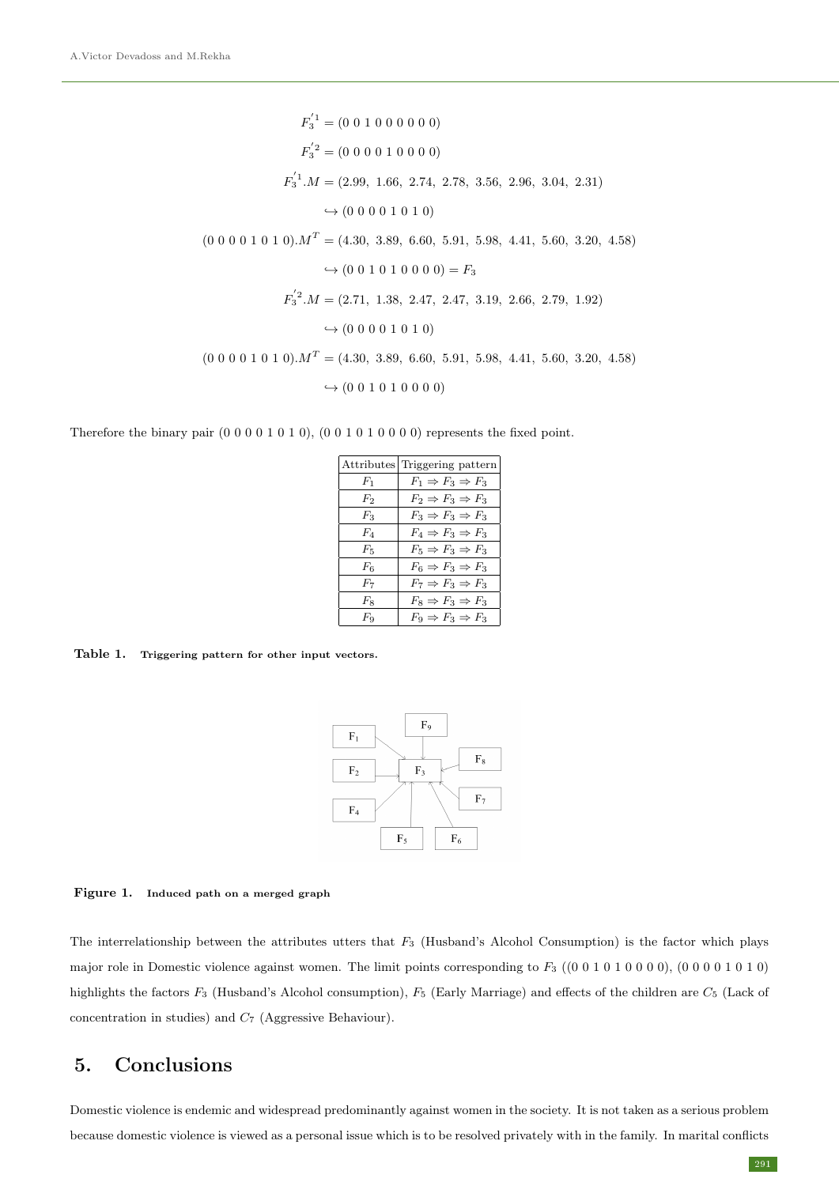$$F_3^{'1} = (0\ 0\ 1\ 0\ 0\ 0\ 0\ 0\ 0)$$

$$F_3^{'2} = (0\ 0\ 0\ 0\ 1\ 0\ 0\ 0\ 0)$$

$$F_3^{'1}.M = (2.99,\ 1.66,\ 2.74,\ 2.78,\ 3.56,\ 2.96,\ 3.04,\ 2.31)$$

$$\hookrightarrow (0\ 0\ 0\ 0\ 1\ 0\ 1\ 0)$$

$$(0\ 0\ 0\ 0\ 1\ 0\ 1\ 0).M^T = (4.30,\ 3.89,\ 6.60,\ 5.91,\ 5.98,\ 4.41,\ 5.60,\ 3.20,\ 4.58)$$

$$\hookrightarrow (0\ 0\ 1\ 0\ 1\ 0\ 0\ 0\ 0) = F_3$$

$$F_3^{'2}.M = (2.71,\ 1.38,\ 2.47,\ 2.47,\ 3.19,\ 2.66,\ 2.79,\ 1.92)$$

$$\hookrightarrow (0\ 0\ 0\ 0\ 1\ 0\ 1\ 0)$$

$$(0\ 0\ 0\ 0\ 1\ 0\ 1\ 0).M^T = (4.30,\ 3.89,\ 6.60,\ 5.91,\ 5.98,\ 4.41,\ 5.60,\ 3.20,\ 4.58)$$

$$\hookrightarrow (0\ 0\ 1\ 0\ 1\ 0\ 0\ 0\ 0)$$

Therefore the binary pair (0 0 0 0 1 0 1 0), (0 0 1 0 1 0 0 0 0) represents the fixed point.

| Attributes | Triggering pattern |
|---|---|
| $F_1$ | $F_1 \Rightarrow F_3 \Rightarrow F_3$ |
| $F_2$ | $F_2 \Rightarrow F_3 \Rightarrow F_3$ |
| $F_3$ | $F_3 \Rightarrow F_3 \Rightarrow F_3$ |
| $F_4$ | $F_4 \Rightarrow F_3 \Rightarrow F_3$ |
| $F_5$ | $F_5 \Rightarrow F_3 \Rightarrow F_3$ |
| $F_6$ | $F_6 \Rightarrow F_3 \Rightarrow F_3$ |
| $F_7$ | $F_7 \Rightarrow F_3 \Rightarrow F_3$ |
| $F_8$ | $F_8 \Rightarrow F_3 \Rightarrow F_3$ |
| $F_9$ | $F_9 \Rightarrow F_3 \Rightarrow F_3$ |

**Table 1. Triggering pattern for other input vectors.**

**Figure 1. Induced path on a merged graph**

The interrelationship between the attributes utters that $F_3$ (Husband's Alcohol Consumption) is the factor which plays major role in Domestic violence against women. The limit points corresponding to $F_3$ ((0 0 1 0 1 0 0 0 0), (0 0 0 0 1 0 1 0) highlights the factors $F_3$ (Husband's Alcohol consumption), $F_5$ (Early Marriage) and effects of the children are $C_5$ (Lack of concentration in studies) and $C_7$ (Aggressive Behaviour).

## 5. Conclusions

Domestic violence is endemic and widespread predominantly against women in the society. It is not taken as a serious problem because domestic violence is viewed as a personal issue which is to be resolved privately with in the family. In marital conflicts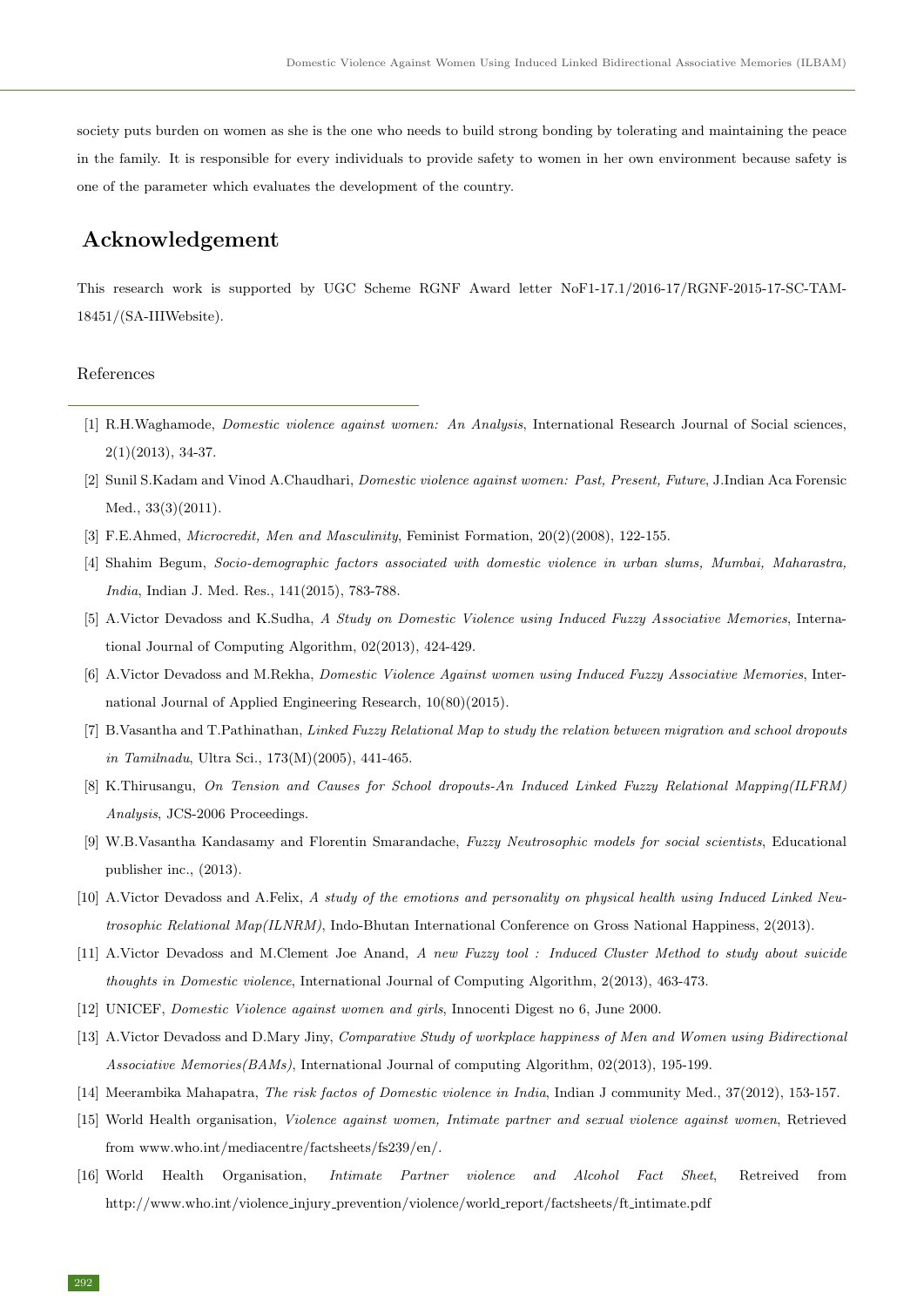society puts burden on women as she is the one who needs to build strong bonding by tolerating and maintaining the peace in the family. It is responsible for every individuals to provide safety to women in her own environment because safety is one of the parameter which evaluates the development of the country.

## Acknowledgement

This research work is supported by UGC Scheme RGNF Award letter NoF1-17.1/2016-17/RGNF-2015-17-SC-TAM-18451/(SA-IIIWebsite).

## References

[1] R.H.Waghamode, *Domestic violence against women: An Analysis*, International Research Journal of Social sciences, 2(1)(2013), 34-37.

[2] Sunil S.Kadam and Vinod A.Chaudhari, *Domestic violence against women: Past, Present, Future*, J.Indian Aca Forensic Med., 33(3)(2011).

[3] F.E.Ahmed, *Microcredit, Men and Masculinity*, Feminist Formation, 20(2)(2008), 122-155.

[4] Shahim Begum, *Socio-demographic factors associated with domestic violence in urban slums, Mumbai, Maharastra, India*, Indian J. Med. Res., 141(2015), 783-788.

[5] A.Victor Devadoss and K.Sudha, *A Study on Domestic Violence using Induced Fuzzy Associative Memories*, International Journal of Computing Algorithm, 02(2013), 424-429.

[6] A.Victor Devadoss and M.Rekha, *Domestic Violence Against women using Induced Fuzzy Associative Memories*, International Journal of Applied Engineering Research, 10(80)(2015).

[7] B.Vasantha and T.Pathinathan, *Linked Fuzzy Relational Map to study the relation between migration and school dropouts in Tamilnadu*, Ultra Sci., 173(M)(2005), 441-465.

[8] K.Thirusangu, *On Tension and Causes for School dropouts-An Induced Linked Fuzzy Relational Mapping(ILFRM) Analysis*, JCS-2006 Proceedings.

[9] W.B.Vasantha Kandasamy and Florentin Smarandache, *Fuzzy Neutrosophic models for social scientists*, Educational publisher inc., (2013).

[10] A.Victor Devadoss and A.Felix, *A study of the emotions and personality on physical health using Induced Linked Neutrosophic Relational Map(ILNRM)*, Indo-Bhutan International Conference on Gross National Happiness, 2(2013).

[11] A.Victor Devadoss and M.Clement Joe Anand, *A new Fuzzy tool : Induced Cluster Method to study about suicide thoughts in Domestic violence*, International Journal of Computing Algorithm, 2(2013), 463-473.

[12] UNICEF, *Domestic Violence against women and girls*, Innocenti Digest no 6, June 2000.

[13] A.Victor Devadoss and D.Mary Jiny, *Comparative Study of workplace happiness of Men and Women using Bidirectional Associative Memories(BAMs)*, International Journal of computing Algorithm, 02(2013), 195-199.

[14] Meerambika Mahapatra, *The risk factos of Domestic violence in India*, Indian J community Med., 37(2012), 153-157.

[15] World Health organisation, *Violence against women, Intimate partner and sexual violence against women*, Retrieved from www.who.int/mediacentre/factsheets/fs239/en/.

[16] World Health Organisation, *Intimate Partner violence and Alcohol Fact Sheet*, Retreived from http://www.who.int/violence_injury_prevention/violence/world_report/factsheets/ft_intimate.pdf